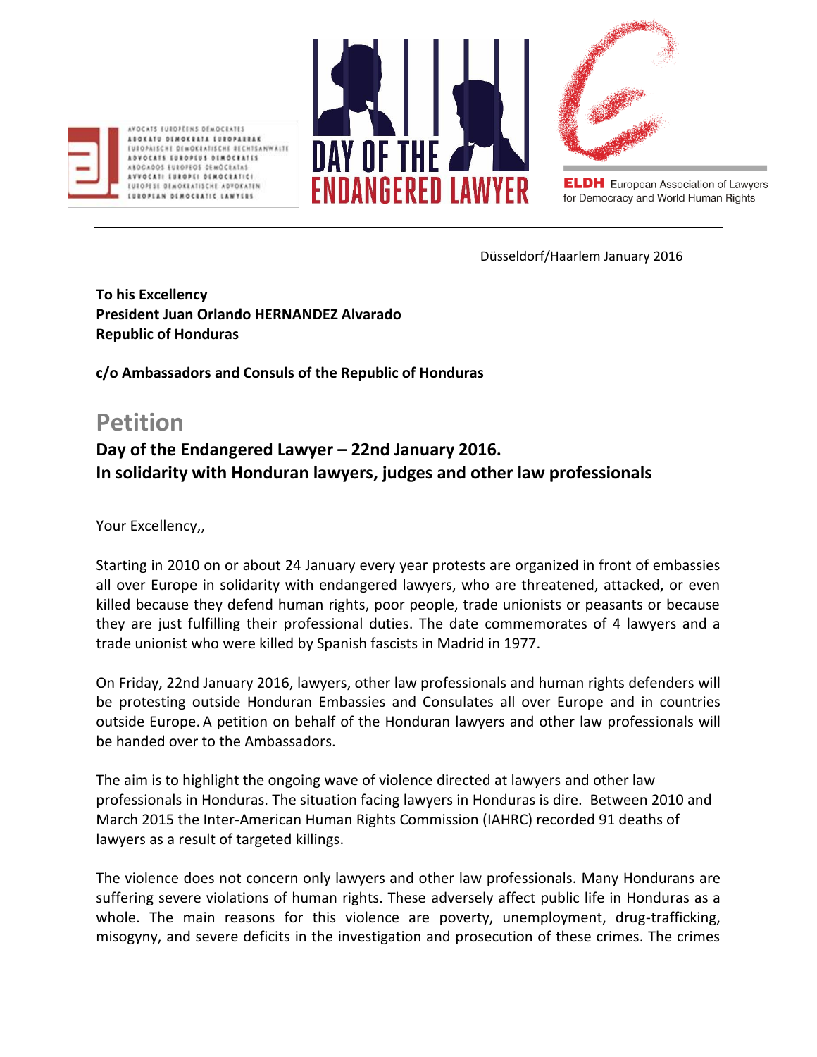AVOCATS EUROPÉENS DÉMOCRATES
ABOKATU DEMOKRATA EUROPARRAK
EUROPÄISCHE DEMOKRATISCHE RECHTSANWÄLTE
ADVOCATS EUROPEUS DEMOCRATES
ABOGADOS EUROPEOS DEMOCRATAS
AVVOCATI EUROPEI DEMOCRATICI
EUROPESE DEMOKRATISCHE ADVOKATEN
EUROPEAN DEMOCRATIC LAWYERS

DAY OF THE ENDANGERED LAWYER

**ELDH** European Association of Lawyers for Democracy and World Human Rights

Düsseldorf/Haarlem January 2016

**To his Excellency**
**President Juan Orlando HERNANDEZ Alvarado**
**Republic of Honduras**

**c/o Ambassadors and Consuls of the Republic of Honduras**

# Petition

## Day of the Endangered Lawyer – 22nd January 2016.
## In solidarity with Honduran lawyers, judges and other law professionals

Your Excellency,,

Starting in 2010 on or about 24 January every year protests are organized in front of embassies all over Europe in solidarity with endangered lawyers, who are threatened, attacked, or even killed because they defend human rights, poor people, trade unionists or peasants or because they are just fulfilling their professional duties. The date commemorates of 4 lawyers and a trade unionist who were killed by Spanish fascists in Madrid in 1977.

On Friday, 22nd January 2016, lawyers, other law professionals and human rights defenders will be protesting outside Honduran Embassies and Consulates all over Europe and in countries outside Europe. A petition on behalf of the Honduran lawyers and other law professionals will be handed over to the Ambassadors.

The aim is to highlight the ongoing wave of violence directed at lawyers and other law professionals in Honduras. The situation facing lawyers in Honduras is dire. Between 2010 and March 2015 the Inter-American Human Rights Commission (IAHRC) recorded 91 deaths of lawyers as a result of targeted killings.

The violence does not concern only lawyers and other law professionals. Many Hondurans are suffering severe violations of human rights. These adversely affect public life in Honduras as a whole. The main reasons for this violence are poverty, unemployment, drug-trafficking, misogyny, and severe deficits in the investigation and prosecution of these crimes. The crimes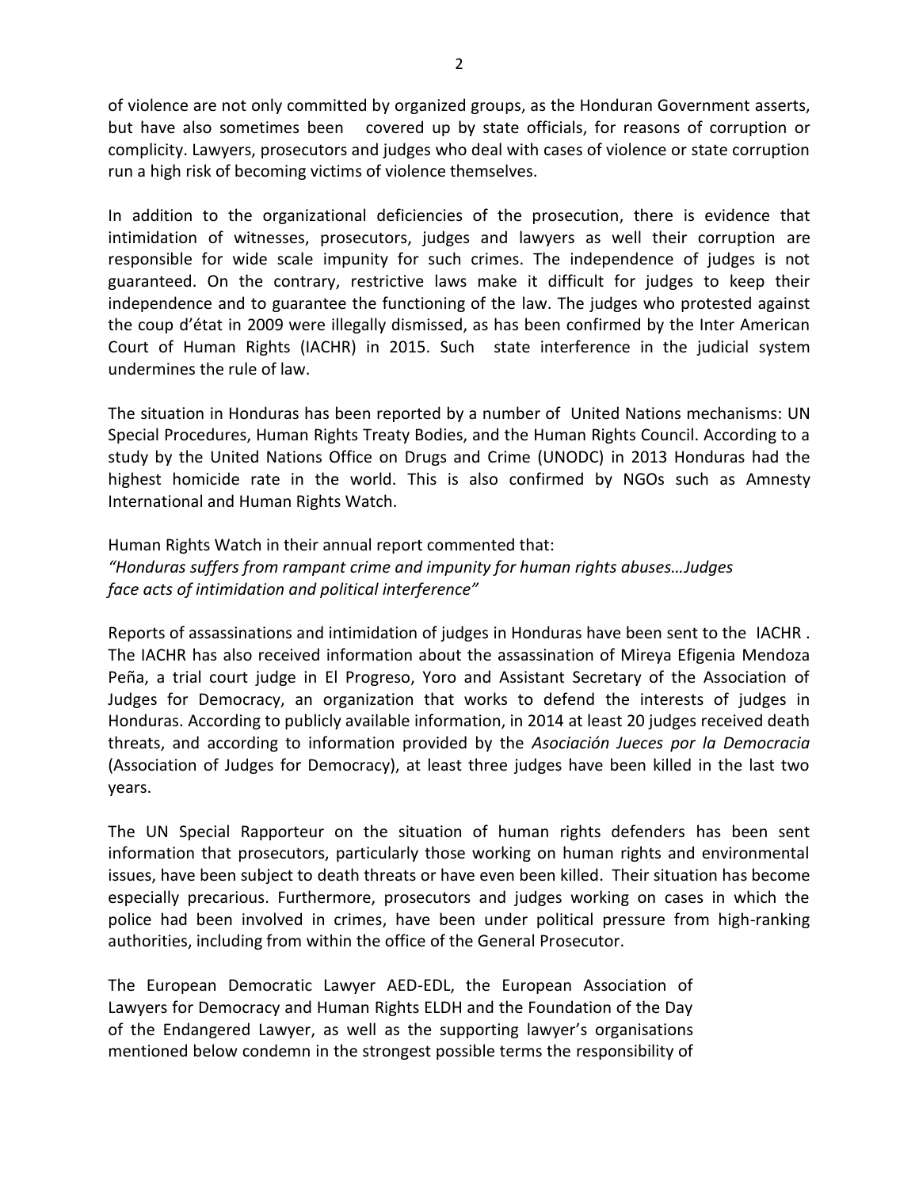of violence are not only committed by organized groups, as the Honduran Government asserts, but have also sometimes been covered up by state officials, for reasons of corruption or complicity. Lawyers, prosecutors and judges who deal with cases of violence or state corruption run a high risk of becoming victims of violence themselves.

In addition to the organizational deficiencies of the prosecution, there is evidence that intimidation of witnesses, prosecutors, judges and lawyers as well their corruption are responsible for wide scale impunity for such crimes. The independence of judges is not guaranteed. On the contrary, restrictive laws make it difficult for judges to keep their independence and to guarantee the functioning of the law. The judges who protested against the coup d'état in 2009 were illegally dismissed, as has been confirmed by the Inter American Court of Human Rights (IACHR) in 2015. Such state interference in the judicial system undermines the rule of law.

The situation in Honduras has been reported by a number of United Nations mechanisms: UN Special Procedures, Human Rights Treaty Bodies, and the Human Rights Council. According to a study by the United Nations Office on Drugs and Crime (UNODC) in 2013 Honduras had the highest homicide rate in the world. This is also confirmed by NGOs such as Amnesty International and Human Rights Watch.

Human Rights Watch in their annual report commented that:
*"Honduras suffers from rampant crime and impunity for human rights abuses…Judges face acts of intimidation and political interference"*

Reports of assassinations and intimidation of judges in Honduras have been sent to the IACHR . The IACHR has also received information about the assassination of Mireya Efigenia Mendoza Peña, a trial court judge in El Progreso, Yoro and Assistant Secretary of the Association of Judges for Democracy, an organization that works to defend the interests of judges in Honduras. According to publicly available information, in 2014 at least 20 judges received death threats, and according to information provided by the *Asociación Jueces por la Democracia* (Association of Judges for Democracy), at least three judges have been killed in the last two years.

The UN Special Rapporteur on the situation of human rights defenders has been sent information that prosecutors, particularly those working on human rights and environmental issues, have been subject to death threats or have even been killed. Their situation has become especially precarious. Furthermore, prosecutors and judges working on cases in which the police had been involved in crimes, have been under political pressure from high-ranking authorities, including from within the office of the General Prosecutor.

The European Democratic Lawyer AED-EDL, the European Association of Lawyers for Democracy and Human Rights ELDH and the Foundation of the Day of the Endangered Lawyer, as well as the supporting lawyer's organisations mentioned below condemn in the strongest possible terms the responsibility of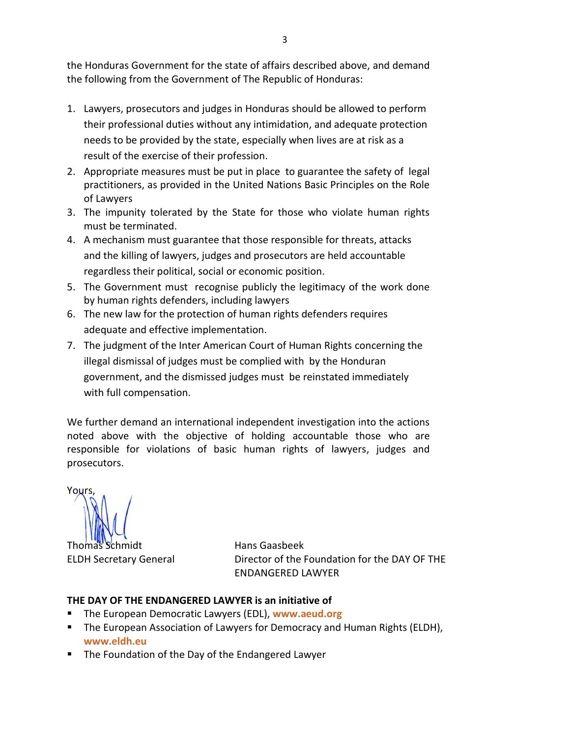the Honduras Government for the state of affairs described above, and demand the following from the Government of The Republic of Honduras:

1. Lawyers, prosecutors and judges in Honduras should be allowed to perform their professional duties without any intimidation, and adequate protection needs to be provided by the state, especially when lives are at risk as a result of the exercise of their profession.
2. Appropriate measures must be put in place to guarantee the safety of legal practitioners, as provided in the United Nations Basic Principles on the Role of Lawyers
3. The impunity tolerated by the State for those who violate human rights must be terminated.
4. A mechanism must guarantee that those responsible for threats, attacks and the killing of lawyers, judges and prosecutors are held accountable regardless their political, social or economic position.
5. The Government must recognise publicly the legitimacy of the work done by human rights defenders, including lawyers
6. The new law for the protection of human rights defenders requires adequate and effective implementation.
7. The judgment of the Inter American Court of Human Rights concerning the illegal dismissal of judges must be complied with by the Honduran government, and the dismissed judges must be reinstated immediately with full compensation.

We further demand an international independent investigation into the actions noted above with the objective of holding accountable those who are responsible for violations of basic human rights of lawyers, judges and prosecutors.

Yours,

Thomas Schmidt
ELDH Secretary General

Hans Gaasbeek
Director of the Foundation for the DAY OF THE ENDANGERED LAWYER

**THE DAY OF THE ENDANGERED LAWYER is an initiative of**

- The European Democratic Lawyers (EDL), **www.aeud.org**
- The European Association of Lawyers for Democracy and Human Rights (ELDH), **www.eldh.eu**
- The Foundation of the Day of the Endangered Lawyer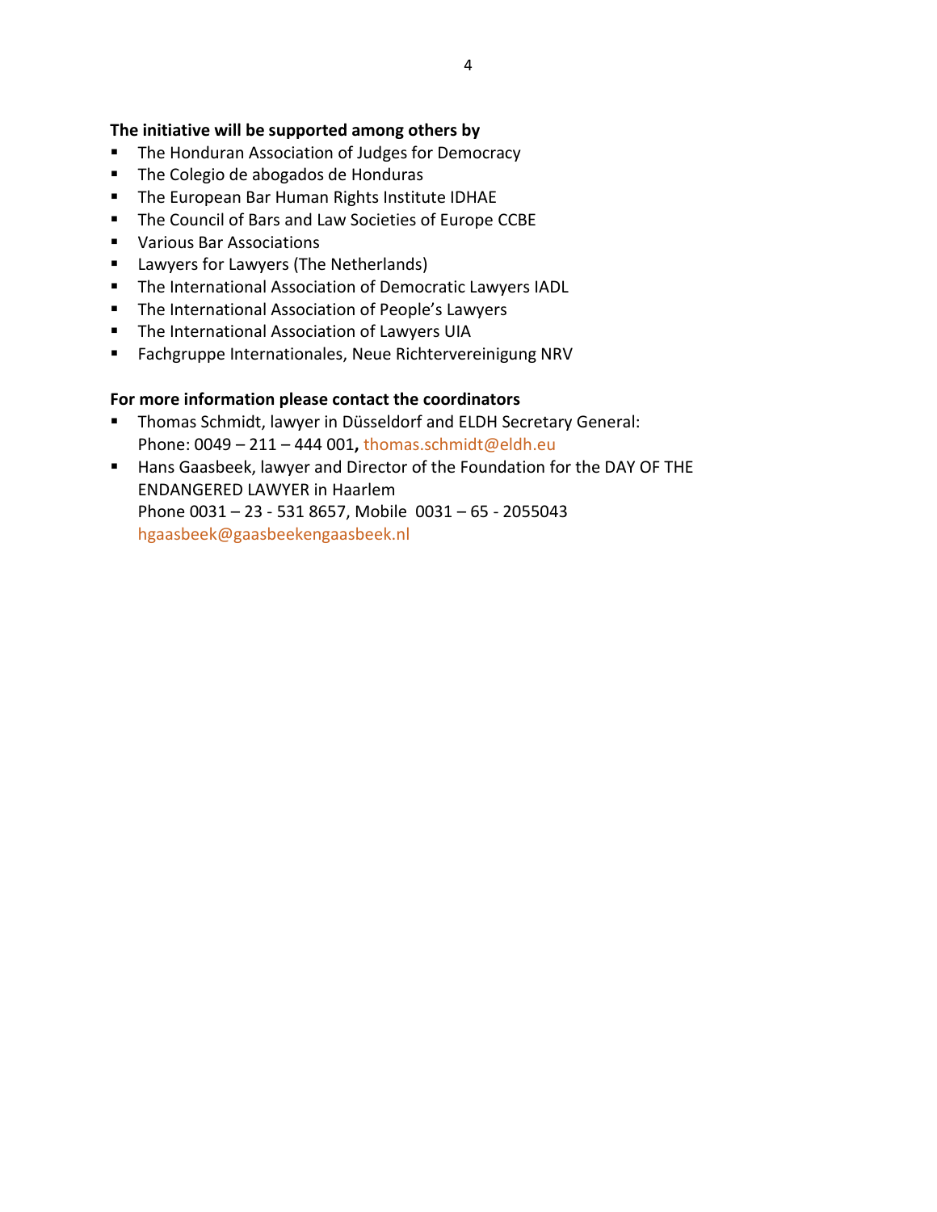**The initiative will be supported among others by**

- The Honduran Association of Judges for Democracy
- The Colegio de abogados de Honduras
- The European Bar Human Rights Institute IDHAE
- The Council of Bars and Law Societies of Europe CCBE
- Various Bar Associations
- Lawyers for Lawyers (The Netherlands)
- The International Association of Democratic Lawyers IADL
- The International Association of People's Lawyers
- The International Association of Lawyers UIA
- Fachgruppe Internationales, Neue Richtervereinigung NRV

**For more information please contact the coordinators**

- Thomas Schmidt, lawyer in Düsseldorf and ELDH Secretary General:
  Phone: 0049 – 211 – 444 001**,** thomas.schmidt@eldh.eu
- Hans Gaasbeek, lawyer and Director of the Foundation for the DAY OF THE ENDANGERED LAWYER in Haarlem
  Phone 0031 – 23 - 531 8657, Mobile 0031 – 65 - 2055043
  hgaasbeek@gaasbeekengaasbeek.nl